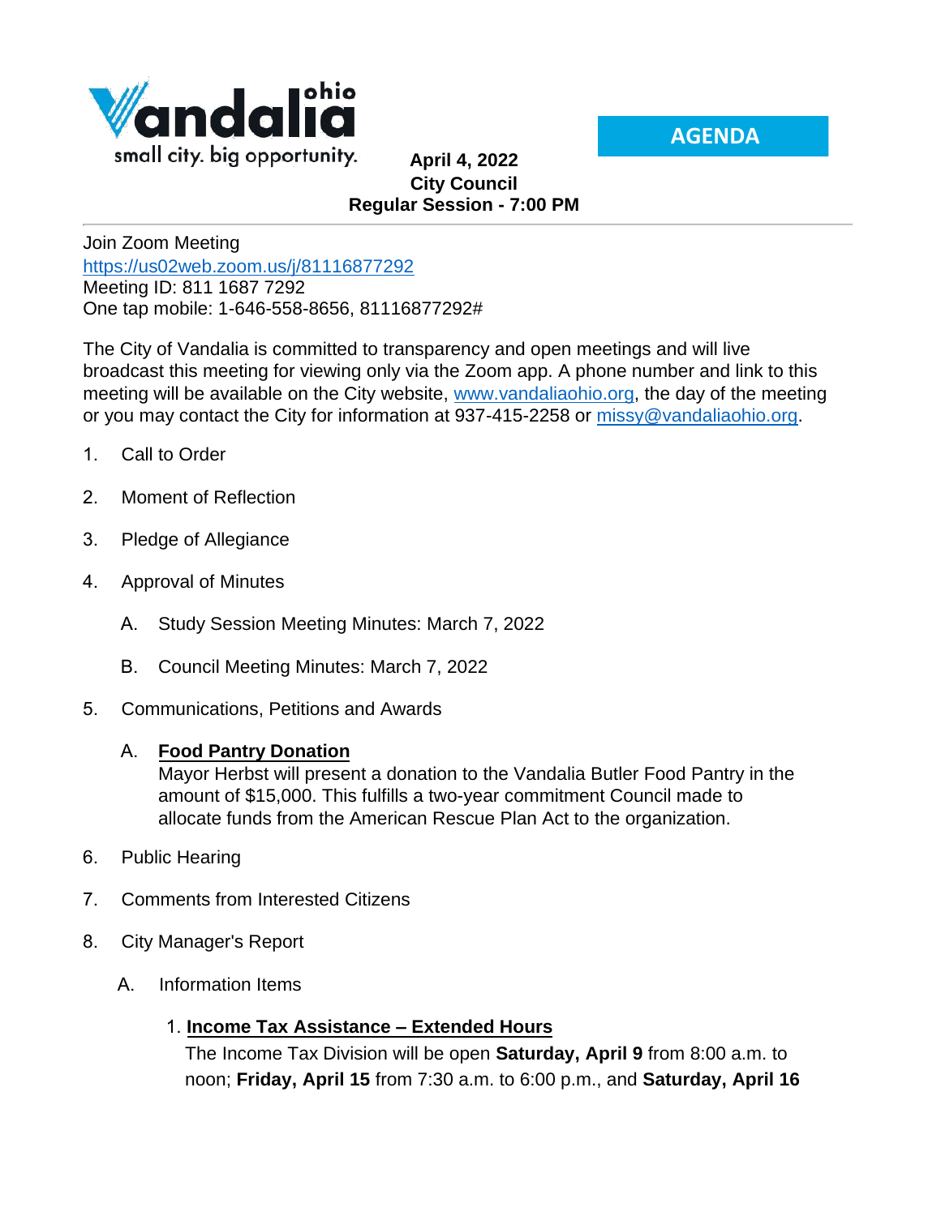Vandalia ohio
small city. big opportunity.

**AGENDA**

**April 4, 2022**
**City Council**
**Regular Session - 7:00 PM**

---

Join Zoom Meeting
https://us02web.zoom.us/j/81116877292
Meeting ID: 811 1687 7292
One tap mobile: 1-646-558-8656, 81116877292#

The City of Vandalia is committed to transparency and open meetings and will live broadcast this meeting for viewing only via the Zoom app. A phone number and link to this meeting will be available on the City website, www.vandaliaohio.org, the day of the meeting or you may contact the City for information at 937-415-2258 or missy@vandaliaohio.org.

1. Call to Order
2. Moment of Reflection
3. Pledge of Allegiance
4. Approval of Minutes
   - A. Study Session Meeting Minutes: March 7, 2022
   - B. Council Meeting Minutes: March 7, 2022
5. Communications, Petitions and Awards
   - A. **Food Pantry Donation**
     Mayor Herbst will present a donation to the Vandalia Butler Food Pantry in the amount of $15,000. This fulfills a two-year commitment Council made to allocate funds from the American Rescue Plan Act to the organization.
6. Public Hearing
7. Comments from Interested Citizens
8. City Manager's Report
   - A. Information Items
     1. **Income Tax Assistance – Extended Hours**
        The Income Tax Division will be open **Saturday, April 9** from 8:00 a.m. to noon; **Friday, April 15** from 7:30 a.m. to 6:00 p.m., and **Saturday, April 16**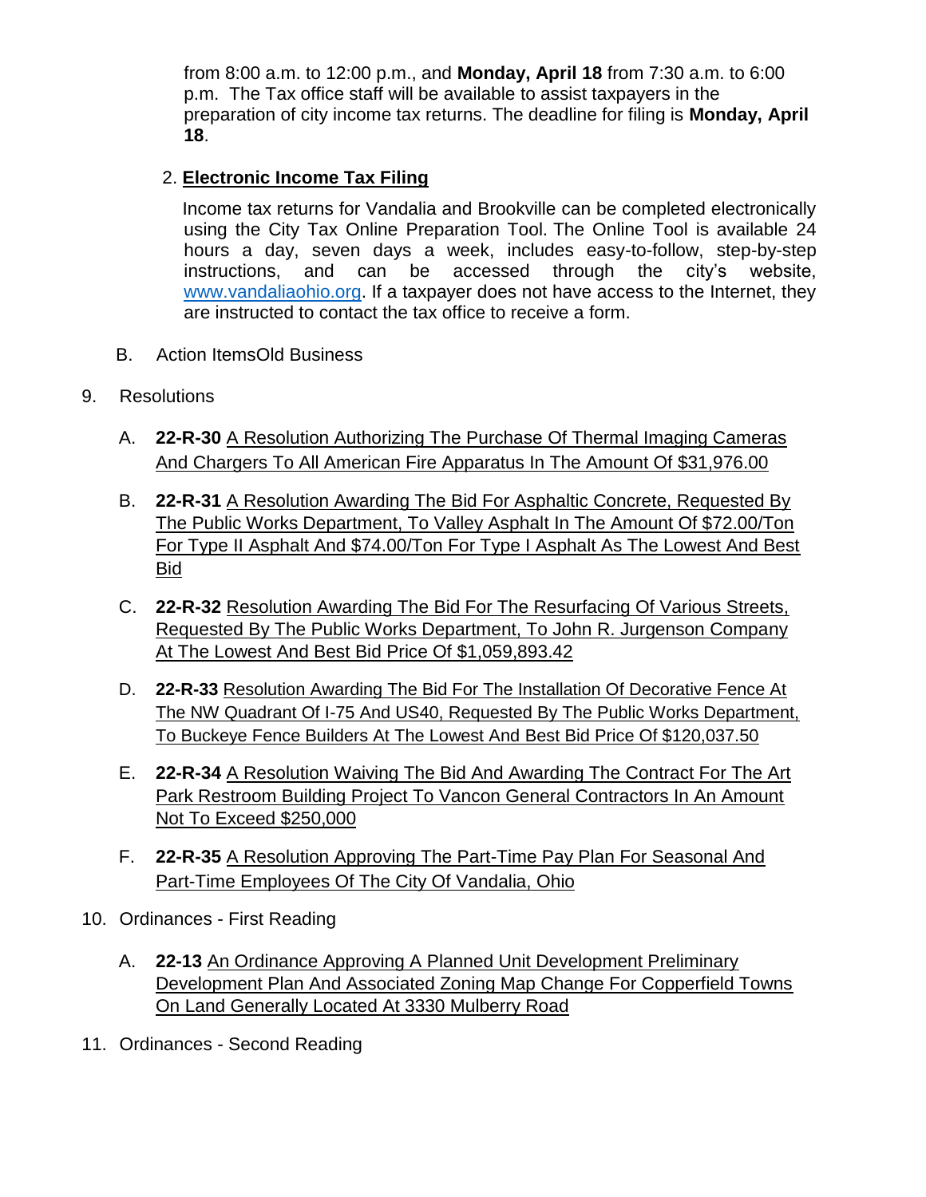from 8:00 a.m. to 12:00 p.m., and **Monday, April 18** from 7:30 a.m. to 6:00 p.m. The Tax office staff will be available to assist taxpayers in the preparation of city income tax returns. The deadline for filing is **Monday, April 18**.

2. **Electronic Income Tax Filing**

   Income tax returns for Vandalia and Brookville can be completed electronically using the City Tax Online Preparation Tool. The Online Tool is available 24 hours a day, seven days a week, includes easy-to-follow, step-by-step instructions, and can be accessed through the city's website, www.vandaliaohio.org. If a taxpayer does not have access to the Internet, they are instructed to contact the tax office to receive a form.

B. Action ItemsOld Business

9. Resolutions

   A. **22-R-30** A Resolution Authorizing The Purchase Of Thermal Imaging Cameras And Chargers To All American Fire Apparatus In The Amount Of $31,976.00

   B. **22-R-31** A Resolution Awarding The Bid For Asphaltic Concrete, Requested By The Public Works Department, To Valley Asphalt In The Amount Of $72.00/Ton For Type II Asphalt And $74.00/Ton For Type I Asphalt As The Lowest And Best Bid

   C. **22-R-32** Resolution Awarding The Bid For The Resurfacing Of Various Streets, Requested By The Public Works Department, To John R. Jurgenson Company At The Lowest And Best Bid Price Of $1,059,893.42

   D. **22-R-33** Resolution Awarding The Bid For The Installation Of Decorative Fence At The NW Quadrant Of I-75 And US40, Requested By The Public Works Department, To Buckeye Fence Builders At The Lowest And Best Bid Price Of $120,037.50

   E. **22-R-34** A Resolution Waiving The Bid And Awarding The Contract For The Art Park Restroom Building Project To Vancon General Contractors In An Amount Not To Exceed $250,000

   F. **22-R-35** A Resolution Approving The Part-Time Pay Plan For Seasonal And Part-Time Employees Of The City Of Vandalia, Ohio

10. Ordinances - First Reading

    A. **22-13** An Ordinance Approving A Planned Unit Development Preliminary Development Plan And Associated Zoning Map Change For Copperfield Towns On Land Generally Located At 3330 Mulberry Road

11. Ordinances - Second Reading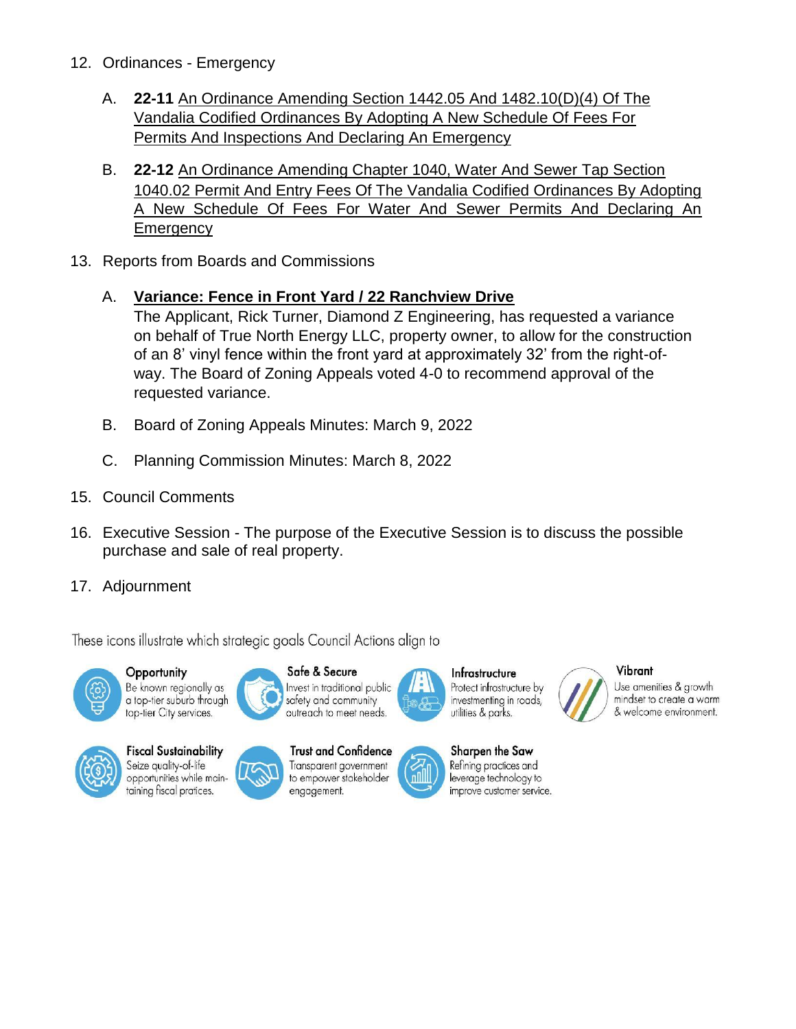12. Ordinances - Emergency

    A. **22-11** An Ordinance Amending Section 1442.05 And 1482.10(D)(4) Of The Vandalia Codified Ordinances By Adopting A New Schedule Of Fees For Permits And Inspections And Declaring An Emergency

    B. **22-12** An Ordinance Amending Chapter 1040, Water And Sewer Tap Section 1040.02 Permit And Entry Fees Of The Vandalia Codified Ordinances By Adopting A New Schedule Of Fees For Water And Sewer Permits And Declaring An Emergency

13. Reports from Boards and Commissions

    A. **Variance: Fence in Front Yard / 22 Ranchview Drive**
    The Applicant, Rick Turner, Diamond Z Engineering, has requested a variance on behalf of True North Energy LLC, property owner, to allow for the construction of an 8' vinyl fence within the front yard at approximately 32' from the right-of-way. The Board of Zoning Appeals voted 4-0 to recommend approval of the requested variance.

    B. Board of Zoning Appeals Minutes: March 9, 2022

    C. Planning Commission Minutes: March 8, 2022

15. Council Comments

16. Executive Session - The purpose of the Executive Session is to discuss the possible purchase and sale of real property.

17. Adjournment

These icons illustrate which strategic goals Council Actions align to

**Opportunity** Be known regionally as a top-tier suburb through top-tier City services.

**Safe & Secure** Invest in traditional public safety and community outreach to meet needs.

**Infrastructure** Protect infrastructure by investmenting in roads, utilities & parks.

**Vibrant** Use amenities & growth mindset to create a warm & welcome environment.

**Fiscal Sustainability** Seize quality-of-life opportunities while maintaining fiscal pratices.

**Trust and Confidence** Transparent government to empower stakeholder engagement.

**Sharpen the Saw** Refining practices and leverage technology to improve customer service.